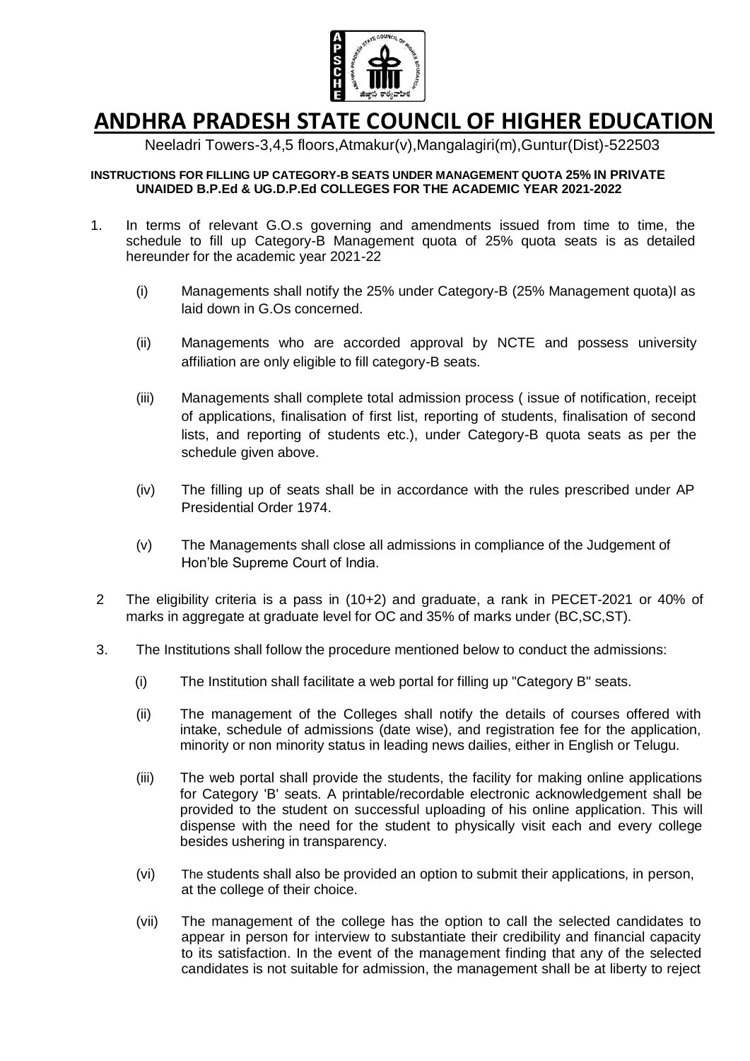# ANDHRA PRADESH STATE COUNCIL OF HIGHER EDUCATION

Neeladri Towers-3,4,5 floors,Atmakur(v),Mangalagiri(m),Guntur(Dist)-522503

**INSTRUCTIONS FOR FILLING UP CATEGORY-B SEATS UNDER MANAGEMENT QUOTA 25% IN PRIVATE UNAIDED B.P.Ed & UG.D.P.Ed COLLEGES FOR THE ACADEMIC YEAR 2021-2022**

1. In terms of relevant G.O.s governing and amendments issued from time to time, the schedule to fill up Category-B Management quota of 25% quota seats is as detailed hereunder for the academic year 2021-22

   (i) Managements shall notify the 25% under Category-B (25% Management quota)I as laid down in G.Os concerned.

   (ii) Managements who are accorded approval by NCTE and possess university affiliation are only eligible to fill category-B seats.

   (iii) Managements shall complete total admission process ( issue of notification, receipt of applications, finalisation of first list, reporting of students, finalisation of second lists, and reporting of students etc.), under Category-B quota seats as per the schedule given above.

   (iv) The filling up of seats shall be in accordance with the rules prescribed under AP Presidential Order 1974.

   (v) The Managements shall close all admissions in compliance of the Judgement of Hon'ble Supreme Court of India.

2 The eligibility criteria is a pass in (10+2) and graduate, a rank in PECET-2021 or 40% of marks in aggregate at graduate level for OC and 35% of marks under (BC,SC,ST).

3. The Institutions shall follow the procedure mentioned below to conduct the admissions:

   (i) The Institution shall facilitate a web portal for filling up "Category B" seats.

   (ii) The management of the Colleges shall notify the details of courses offered with intake, schedule of admissions (date wise), and registration fee for the application, minority or non minority status in leading news dailies, either in English or Telugu.

   (iii) The web portal shall provide the students, the facility for making online applications for Category 'B' seats. A printable/recordable electronic acknowledgement shall be provided to the student on successful uploading of his online application. This will dispense with the need for the student to physically visit each and every college besides ushering in transparency.

   (vi) The students shall also be provided an option to submit their applications, in person, at the college of their choice.

   (vii) The management of the college has the option to call the selected candidates to appear in person for interview to substantiate their credibility and financial capacity to its satisfaction. In the event of the management finding that any of the selected candidates is not suitable for admission, the management shall be at liberty to reject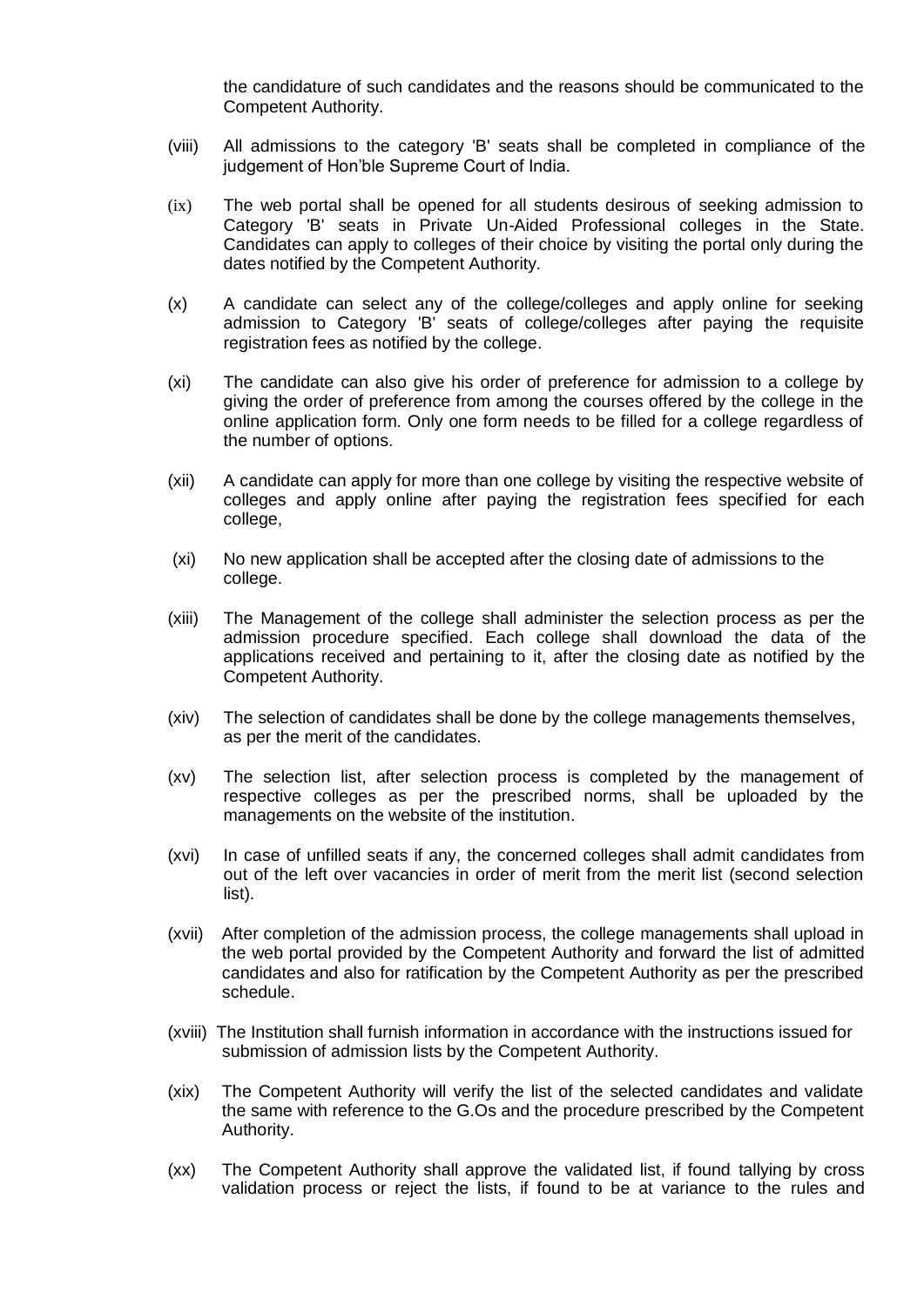the candidature of such candidates and the reasons should be communicated to the Competent Authority.

(viii) All admissions to the category 'B' seats shall be completed in compliance of the judgement of Hon'ble Supreme Court of India.

(ix) The web portal shall be opened for all students desirous of seeking admission to Category 'B' seats in Private Un-Aided Professional colleges in the State. Candidates can apply to colleges of their choice by visiting the portal only during the dates notified by the Competent Authority.

(x) A candidate can select any of the college/colleges and apply online for seeking admission to Category 'B' seats of college/colleges after paying the requisite registration fees as notified by the college.

(xi) The candidate can also give his order of preference for admission to a college by giving the order of preference from among the courses offered by the college in the online application form. Only one form needs to be filled for a college regardless of the number of options.

(xii) A candidate can apply for more than one college by visiting the respective website of colleges and apply online after paying the registration fees specified for each college,

(xi) No new application shall be accepted after the closing date of admissions to the college.

(xiii) The Management of the college shall administer the selection process as per the admission procedure specified. Each college shall download the data of the applications received and pertaining to it, after the closing date as notified by the Competent Authority.

(xiv) The selection of candidates shall be done by the college managements themselves, as per the merit of the candidates.

(xv) The selection list, after selection process is completed by the management of respective colleges as per the prescribed norms, shall be uploaded by the managements on the website of the institution.

(xvi) In case of unfilled seats if any, the concerned colleges shall admit candidates from out of the left over vacancies in order of merit from the merit list (second selection list).

(xvii) After completion of the admission process, the college managements shall upload in the web portal provided by the Competent Authority and forward the list of admitted candidates and also for ratification by the Competent Authority as per the prescribed schedule.

(xviii) The Institution shall furnish information in accordance with the instructions issued for submission of admission lists by the Competent Authority.

(xix) The Competent Authority will verify the list of the selected candidates and validate the same with reference to the G.Os and the procedure prescribed by the Competent Authority.

(xx) The Competent Authority shall approve the validated list, if found tallying by cross validation process or reject the lists, if found to be at variance to the rules and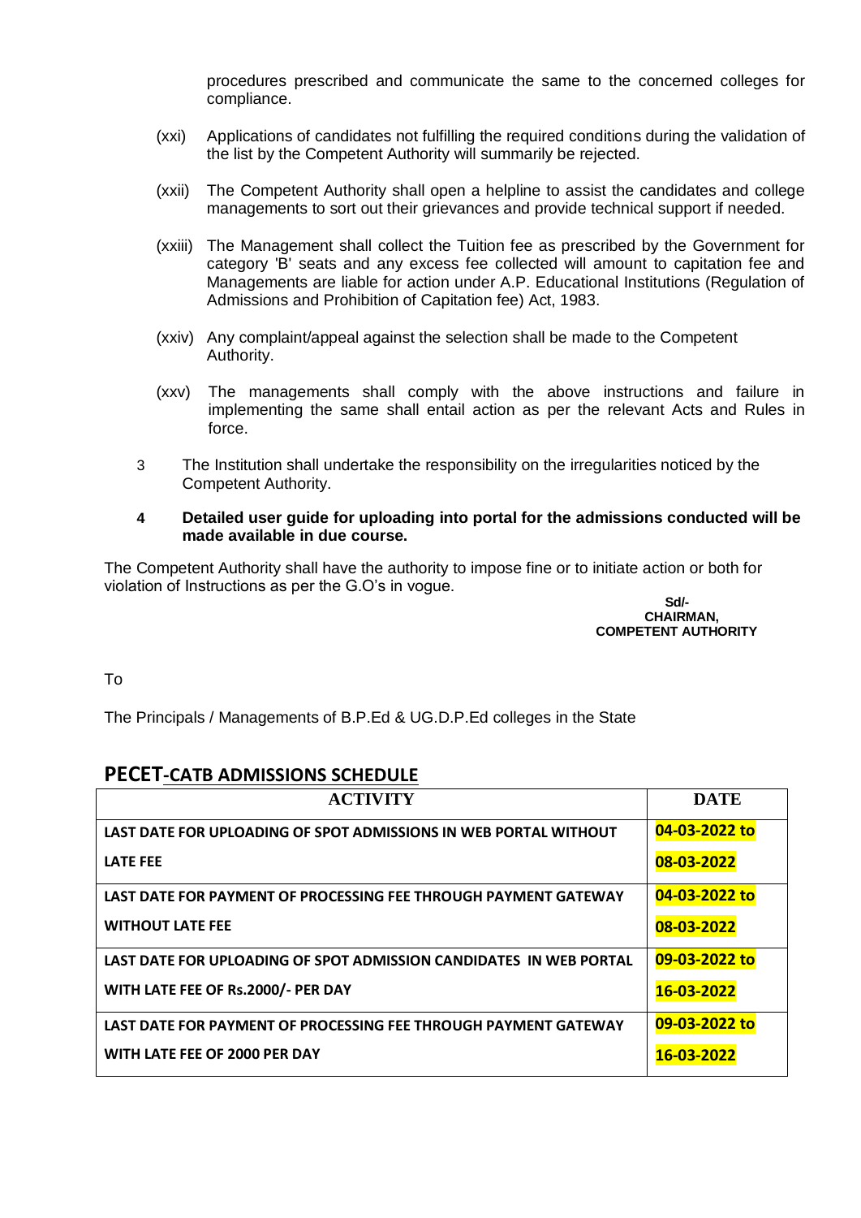procedures prescribed and communicate the same to the concerned colleges for compliance.

(xxi) Applications of candidates not fulfilling the required conditions during the validation of the list by the Competent Authority will summarily be rejected.

(xxii) The Competent Authority shall open a helpline to assist the candidates and college managements to sort out their grievances and provide technical support if needed.

(xxiii) The Management shall collect the Tuition fee as prescribed by the Government for category 'B' seats and any excess fee collected will amount to capitation fee and Managements are liable for action under A.P. Educational Institutions (Regulation of Admissions and Prohibition of Capitation fee) Act, 1983.

(xxiv) Any complaint/appeal against the selection shall be made to the Competent Authority.

(xxv) The managements shall comply with the above instructions and failure in implementing the same shall entail action as per the relevant Acts and Rules in force.

3 The Institution shall undertake the responsibility on the irregularities noticed by the Competent Authority.

**4 Detailed user guide for uploading into portal for the admissions conducted will be made available in due course.**

The Competent Authority shall have the authority to impose fine or to initiate action or both for violation of Instructions as per the G.O's in vogue.

**Sd/-**
**CHAIRMAN,**
**COMPETENT AUTHORITY**

To

The Principals / Managements of B.P.Ed & UG.D.P.Ed colleges in the State

## PECET-CATB ADMISSIONS SCHEDULE

| ACTIVITY | DATE |
|---|---|
| **LAST DATE FOR UPLOADING OF SPOT ADMISSIONS IN WEB PORTAL WITHOUT LATE FEE** | **04-03-2022 to 08-03-2022** |
| **LAST DATE FOR PAYMENT OF PROCESSING FEE THROUGH PAYMENT GATEWAY WITHOUT LATE FEE** | **04-03-2022 to 08-03-2022** |
| **LAST DATE FOR UPLOADING OF SPOT ADMISSION CANDIDATES IN WEB PORTAL WITH LATE FEE OF Rs.2000/- PER DAY** | **09-03-2022 to 16-03-2022** |
| **LAST DATE FOR PAYMENT OF PROCESSING FEE THROUGH PAYMENT GATEWAY WITH LATE FEE OF 2000 PER DAY** | **09-03-2022 to 16-03-2022** |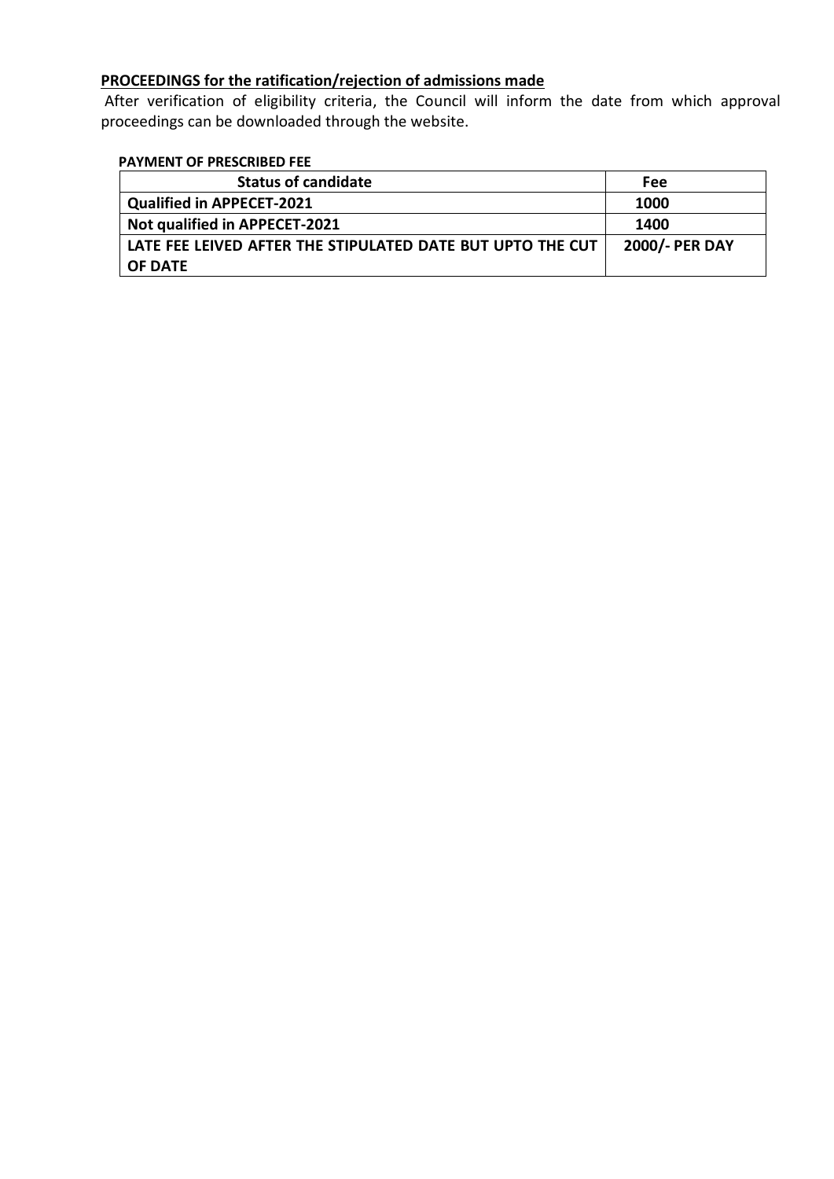**PROCEEDINGS for the ratification/rejection of admissions made**

After verification of eligibility criteria, the Council will inform the date from which approval proceedings can be downloaded through the website.

**PAYMENT OF PRESCRIBED FEE**

| Status of candidate | Fee |
|---|---|
| **Qualified in APPECET-2021** | **1000** |
| **Not qualified in APPECET-2021** | **1400** |
| **LATE FEE LEIVED AFTER THE STIPULATED DATE BUT UPTO THE CUT OF DATE** | **2000/- PER DAY** |